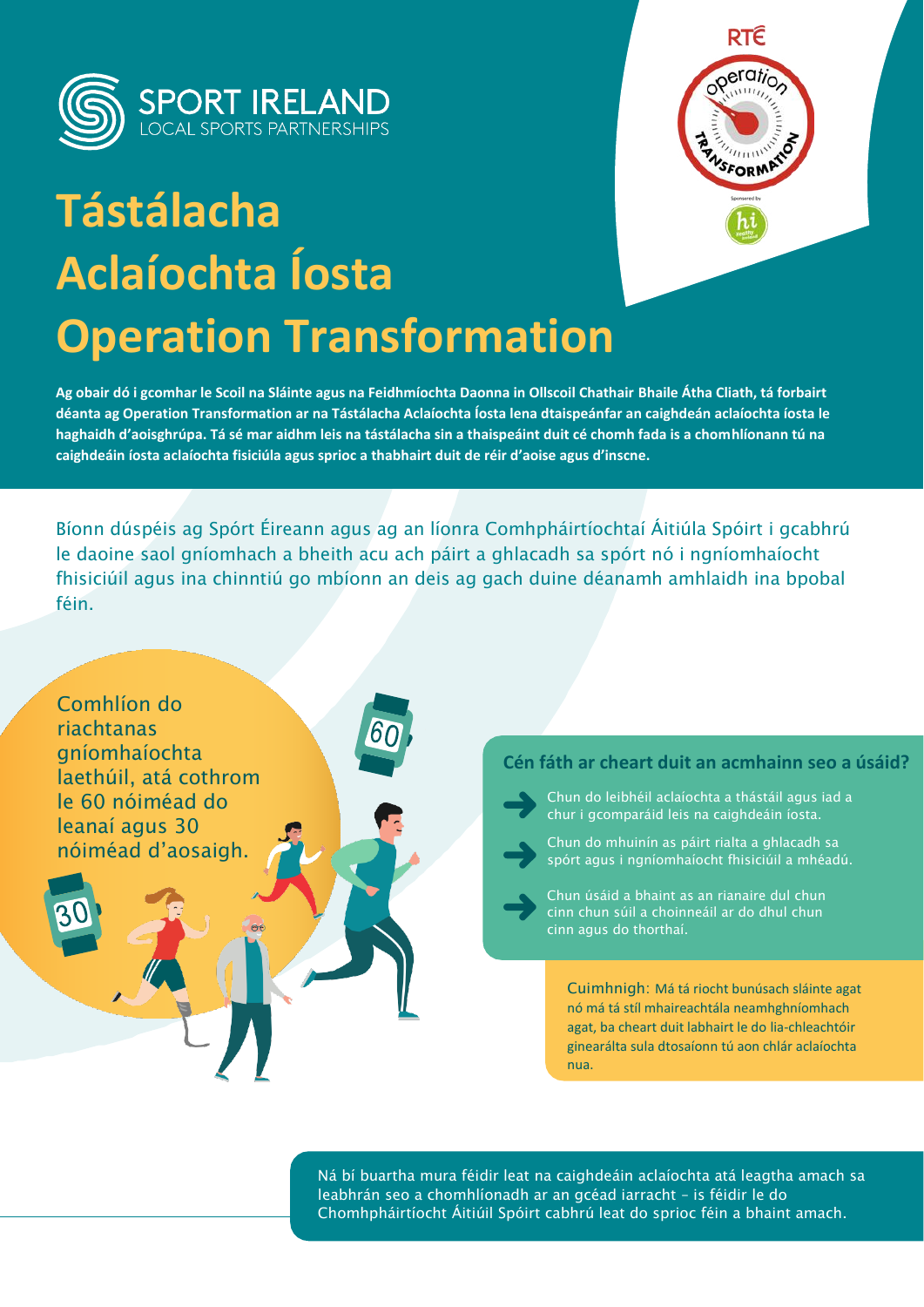SPORT IRELAND
LOCAL SPORTS PARTNERSHIPS

# Tástálacha Aclaíochta Íosta Operation Transformation

**Ag obair dó i gcomhar le Scoil na Sláinte agus na Feidhmíochta Daonna in Ollscoil Chathair Bhaile Átha Cliath, tá forbairt déanta ag Operation Transformation ar na Tástálacha Aclaíochta Íosta lena dtaispeánfar an caighdeán aclaíochta íosta le haghaidh d'aoisghrúpa. Tá sé mar aidhm leis na tástálacha sin a thaispeáint duit cé chomh fada is a chomhlíonann tú na caighdeáin íosta aclaíochta fisiciúla agus sprioc a thabhairt duit de réir d'aoise agus d'inscne.**

Bíonn dúspéis ag Spórt Éireann agus ag an líonra Comhpháirtíochtaí Áitiúla Spóirt i gcabhrú le daoine saol gníomhach a bheith acu ach páirt a ghlacadh sa spórt nó i ngníomhaíocht fhisiciúil agus ina chinntiú go mbíonn an deis ag gach duine déanamh amhlaidh ina bpobal féin.

Comhlíon do riachtanas gníomhaíochta laethúil, atá cothrom le 60 nóiméad do leanaí agus 30 nóiméad d'aosaigh.

## Cén fáth ar cheart duit an acmhainn seo a úsáid?

- Chun do leibhéil aclaíochta a thástáil agus iad a chur i gcomparáid leis na caighdeáin íosta.
- Chun do mhuinín as páirt rialta a ghlacadh sa spórt agus i ngníomhaíocht fhisiciúil a mhéadú.
- Chun úsáid a bhaint as an rianaire dul chun cinn chun súil a choinneáil ar do dhul chun cinn agus do thorthaí.

Cuimhnigh: Má tá riocht bunúsach sláinte agat nó má tá stíl mhaireachtála neamhghníomhach agat, ba cheart duit labhairt le do lia-chleachtóir ginearálta sula dtosaíonn tú aon chlár aclaíochta nua.

Ná bí buartha mura féidir leat na caighdeáin aclaíochta atá leagtha amach sa leabhrán seo a chomhlíonadh ar an gcéad iarracht – is féidir le do Chomhpháirtíocht Áitiúil Spóirt cabhrú leat do sprioc féin a bhaint amach.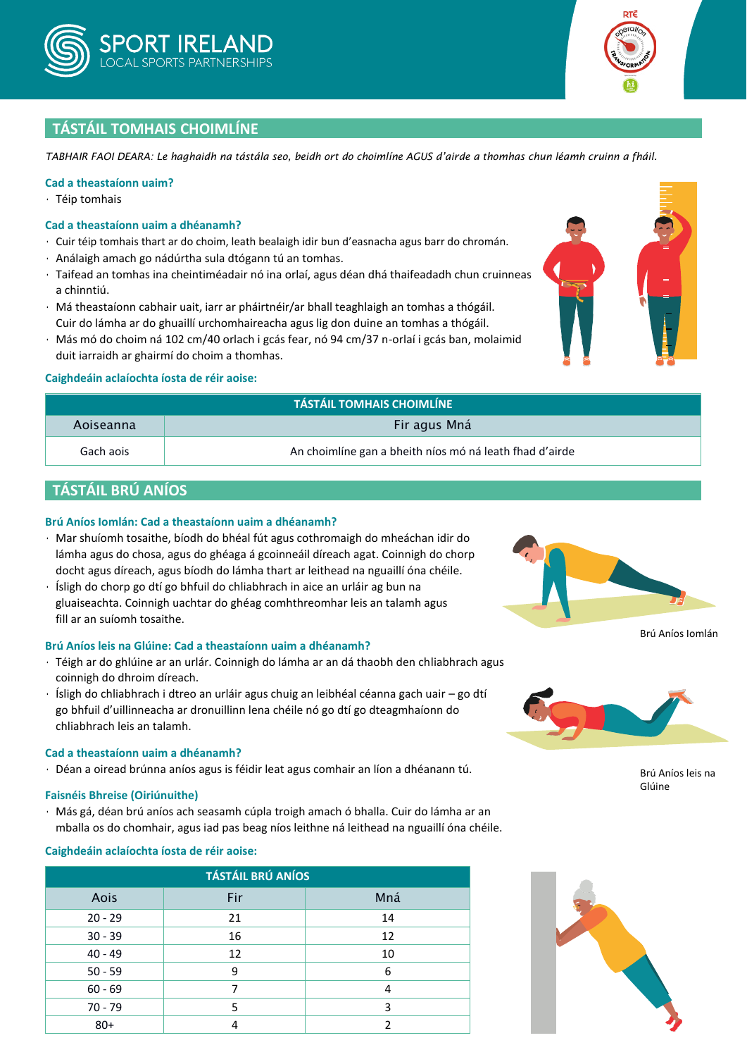## TÁSTÁIL TOMHAIS CHOIMLÍNE

*TABHAIR FAOI DEARA: Le haghaidh na tástála seo, beidh ort do choimlíne AGUS d'airde a thomhas chun léamh cruinn a fháil.*

### Cad a theastaíonn uaim?

- Téip tomhais

### Cad a theastaíonn uaim a dhéanamh?

- Cuir téip tomhais thart ar do choim, leath bealaigh idir bun d'easnacha agus barr do chromán.
- Análaigh amach go nádúrtha sula dtógann tú an tomhas.
- Taifead an tomhas ina cheintiméadair nó ina orlaí, agus déan dhá thaifeadadh chun cruinneas a chinntiú.
- Má theastaíonn cabhair uait, iarr ar pháirtnéir/ar bhall teaghlaigh an tomhas a thógáil. Cuir do lámha ar do ghuaillí urchomhaireacha agus lig don duine an tomhas a thógáil.
- Más mó do choim ná 102 cm/40 orlach i gcás fear, nó 94 cm/37 n-orlaí i gcás ban, molaimid duit iarraidh ar ghairmí do choim a thomhas.

### Caighdeáin aclaíochta íosta de réir aoise:

| TÁSTÁIL TOMHAIS CHOIMLÍNE | |
|---|---|
| Aoiseanna | Fir agus Mná |
| Gach aois | An choimlíne gan a bheith níos mó ná leath fhad d'airde |

## TÁSTÁIL BRÚ ANÍOS

### Brú Aníos Iomlán: Cad a theastaíonn uaim a dhéanamh?

- Mar shuíomh tosaithe, bíodh do bhéal fút agus cothromaigh do mheáchan idir do lámha agus do chosa, agus do ghéaga á gcoinneáil díreach agat. Coinnigh do chorp docht agus díreach, agus bíodh do lámha thart ar leithead na nguaillí óna chéile.
- Ísligh do chorp go dtí go bhfuil do chliabhrach in aice an urláir ag bun na gluaiseachta. Coinnigh uachtar do ghéag comhthreomhar leis an talamh agus fill ar an suíomh tosaithe.

Brú Aníos Iomlán

### Brú Aníos leis na Glúine: Cad a theastaíonn uaim a dhéanamh?

- Téigh ar do ghlúine ar an urlár. Coinnigh do lámha ar an dá thaobh den chliabhrach agus coinnigh do dhroim díreach.
- Ísligh do chliabhrach i dtreo an urláir agus chuig an leibhéal céanna gach uair – go dtí go bhfuil d'uillinneacha ar dronuillinn lena chéile nó go dtí go dteagmhaíonn do chliabhrach leis an talamh.

Brú Aníos leis na Glúine

### Cad a theastaíonn uaim a dhéanamh?

- Déan a oiread brúnna aníos agus is féidir leat agus comhair an líon a dhéanann tú.

### Faisnéis Bhreise (Oiriúnuithe)

- Más gá, déan brú aníos ach seasamh cúpla troigh amach ó bhalla. Cuir do lámha ar an mballa os do chomhair, agus iad pas beag níos leithne ná leithead na nguaillí óna chéile.

### Caighdeáin aclaíochta íosta de réir aoise:

| TÁSTÁIL BRÚ ANÍOS | | |
|---|---|---|
| Aois | Fir | Mná |
| 20 - 29 | 21 | 14 |
| 30 - 39 | 16 | 12 |
| 40 - 49 | 12 | 10 |
| 50 - 59 | 9 | 6 |
| 60 - 69 | 7 | 4 |
| 70 - 79 | 5 | 3 |
| 80+ | 4 | 2 |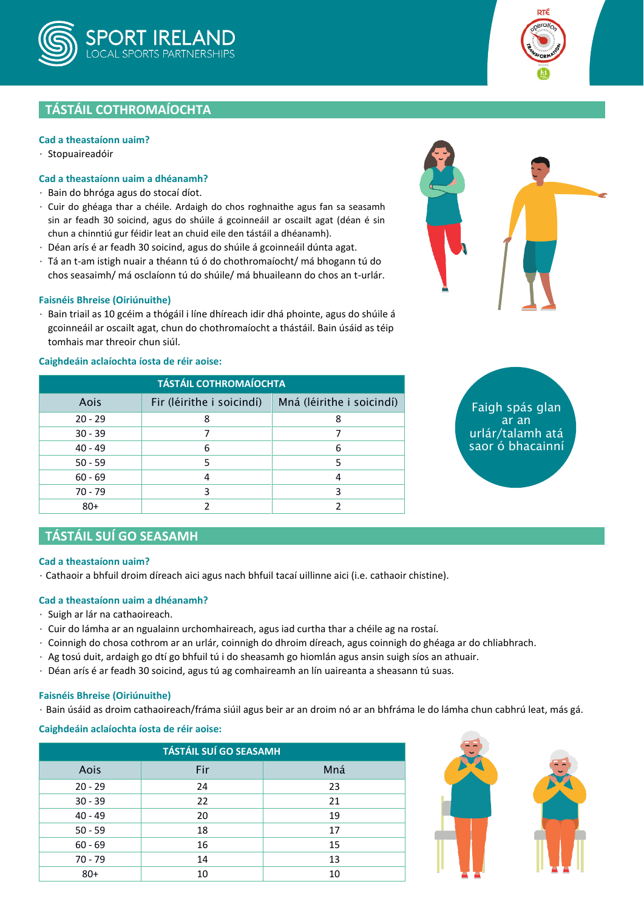SPORT IRELAND
LOCAL SPORTS PARTNERSHIPS

## TÁSTÁIL COTHROMAÍOCHTA

### Cad a theastaíonn uaim?

- Stopuaireadóir

### Cad a theastaíonn uaim a dhéanamh?

- Bain do bhróga agus do stocaí díot.
- Cuir do ghéaga thar a chéile. Ardaigh do chos roghnaithe agus fan sa seasamh sin ar feadh 30 soicind, agus do shúile á gcoinneáil ar oscailt agat (déan é sin chun a chinntiú gur féidir leat an chuid eile den tástáil a dhéanamh).
- Déan arís é ar feadh 30 soicind, agus do shúile á gcoinneáil dúnta agat.
- Tá an t-am istigh nuair a théann tú ó do chothromaíocht/ má bhogann tú do chos seasaimh/ má osclaíonn tú do shúile/ má bhuaileann do chos an t-urlár.

### Faisnéis Bhreise (Oiriúnuithe)

- Bain triail as 10 gcéim a thógáil i líne dhíreach idir dhá phointe, agus do shúile á gcoinneáil ar oscailt agat, chun do chothromaíocht a thástáil. Bain úsáid as téip tomhais mar threoir chun siúl.

### Caighdeáin aclaíochta íosta de réir aoise:

| TÁSTÁIL COTHROMAÍOCHTA | | |
|---|---|---|
| Aois | Fir (léirithe i soicindí) | Mná (léirithe i soicindí) |
| 20 - 29 | 8 | 8 |
| 30 - 39 | 7 | 7 |
| 40 - 49 | 6 | 6 |
| 50 - 59 | 5 | 5 |
| 60 - 69 | 4 | 4 |
| 70 - 79 | 3 | 3 |
| 80+ | 2 | 2 |

Faigh spás glan ar an urlár/talamh atá saor ó bhacainní

## TÁSTÁIL SUÍ GO SEASAMH

### Cad a theastaíonn uaim?

- Cathaoir a bhfuil droim díreach aici agus nach bhfuil tacaí uillinne aici (i.e. cathaoir chistine).

### Cad a theastaíonn uaim a dhéanamh?

- Suigh ar lár na cathaoireach.
- Cuir do lámha ar an ngualainn urchomhaireach, agus iad curtha thar a chéile ag na rostaí.
- Coinnigh do chosa cothrom ar an urlár, coinnigh do dhroim díreach, agus coinnigh do ghéaga ar do chliabhrach.
- Ag tosú duit, ardaigh go dtí go bhfuil tú i do sheasamh go hiomlán agus ansin suigh síos an athuair.
- Déan arís é ar feadh 30 soicind, agus tú ag comhaireamh an lín uaireanta a sheasann tú suas.

### Faisnéis Bhreise (Oiriúnuithe)

- Bain úsáid as droim cathaoireach/fráma siúil agus beir ar an droim nó ar an bhfráma le do lámha chun cabhrú leat, más gá.

### Caighdeáin aclaíochta íosta de réir aoise:

| TÁSTÁIL SUÍ GO SEASAMH | | |
|---|---|---|
| Aois | Fir | Mná |
| 20 - 29 | 24 | 23 |
| 30 - 39 | 22 | 21 |
| 40 - 49 | 20 | 19 |
| 50 - 59 | 18 | 17 |
| 60 - 69 | 16 | 15 |
| 70 - 79 | 14 | 13 |
| 80+ | 10 | 10 |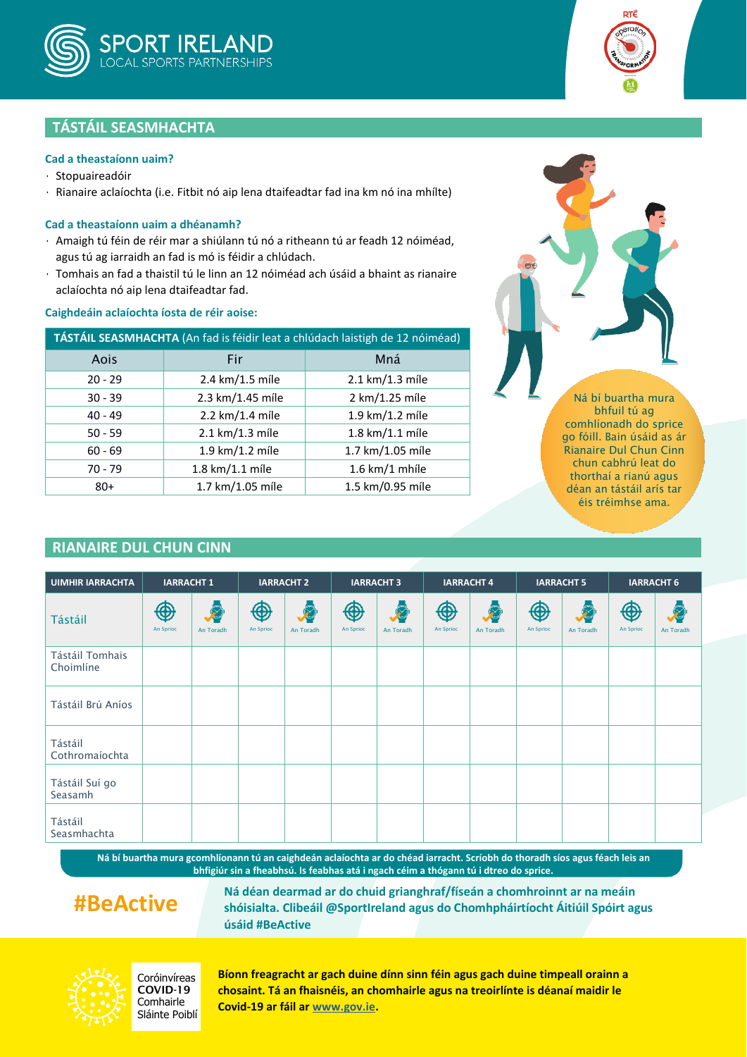## TÁSTÁIL SEASMHACHTA

### Cad a theastaíonn uaim?

- Stopuaireadóir
- Rianaire aclaíochta (i.e. Fitbit nó aip lena dtaifeadtar fad ina km nó ina mhílte)

### Cad a theastaíonn uaim a dhéanamh?

- Amaigh tú féin de réir mar a shiúlann tú nó a ritheann tú ar feadh 12 nóiméad, agus tú ag iarraidh an fad is mó is féidir a chlúdach.
- Tomhais an fad a thaistil tú le linn an 12 nóiméad ach úsáid a bhaint as rianaire aclaíochta nó aip lena dtaifeadtar fad.

### Caighdeáin aclaíochta íosta de réir aoise:

**TÁSTÁIL SEASMHACHTA** (An fad is féidir leat a chlúdach laistigh de 12 nóiméad)

| Aois | Fir | Mná |
|---|---|---|
| 20 - 29 | 2.4 km/1.5 míle | 2.1 km/1.3 míle |
| 30 - 39 | 2.3 km/1.45 míle | 2 km/1.25 míle |
| 40 - 49 | 2.2 km/1.4 míle | 1.9 km/1.2 míle |
| 50 - 59 | 2.1 km/1.3 míle | 1.8 km/1.1 míle |
| 60 - 69 | 1.9 km/1.2 míle | 1.7 km/1.05 míle |
| 70 - 79 | 1.8 km/1.1 míle | 1.6 km/1 mhíle |
| 80+ | 1.7 km/1.05 míle | 1.5 km/0.95 míle |

Ná bí buartha mura bhfuil tú ag comhlíonadh do sprice go fóill. Bain úsáid as ár Rianaire Dul Chun Cinn chun cabhrú leat do thorthaí a rianú agus déan an tástáil arís tar éis tréimhse ama.

## RIANAIRE DUL CHUN CINN

| UIMHIR IARRACHTA | IARRACHT 1 | | IARRACHT 2 | | IARRACHT 3 | | IARRACHT 4 | | IARRACHT 5 | | IARRACHT 6 | |
|---|---|---|---|---|---|---|---|---|---|---|---|---|
| Tástáil | An Sprioc | An Toradh | An Sprioc | An Toradh | An Sprioc | An Toradh | An Sprioc | An Toradh | An Sprioc | An Toradh | An Sprioc | An Toradh |
| Tástáil Tomhais Choimlíne | | | | | | | | | | | | |
| Tástáil Brú Aníos | | | | | | | | | | | | |
| Tástáil Cothromaíochta | | | | | | | | | | | | |
| Tástáil Suí go Seasamh | | | | | | | | | | | | |
| Tástáil Seasmhachta | | | | | | | | | | | | |

**Ná bí buartha mura gcomhlíonann tú an caighdeán aclaíochta ar do chéad iarracht. Scríobh do thoradh síos agus féach leis an bhfigiúr sin a fheabhsú. Is feabhas atá i ngach céim a thógann tú i dtreo do sprice.**

**#BeActive**

**Ná déan dearmad ar do chuid grianghraf/físeán a chomhroinnt ar na meáin shóisialta. Clibeáil @SportIreland agus do Chomhpháirtíocht Áitiúil Spóirt agus úsáid #BeActive**

Coróinvíreas **COVID-19** Comhairle Sláinte Poiblí

**Bíonn freagracht ar gach duine dínn sinn féin agus gach duine timpeall orainn a chosaint. Tá an fhaisnéis, an chomhairle agus na treoirlínte is déanaí maidir le Covid-19 ar fáil ar www.gov.ie.**